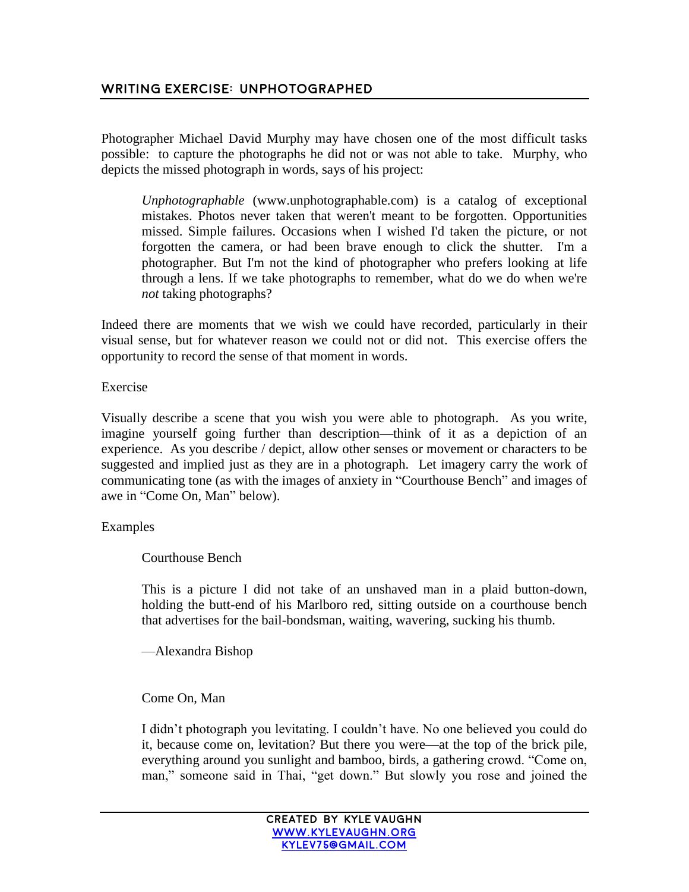## WRITING EXERCISE: UNPHOTOGRAPHED

Photographer Michael David Murphy may have chosen one of the most difficult tasks possible: to capture the photographs he did not or was not able to take. Murphy, who depicts the missed photograph in words, says of his project:

> *Unphotographable* (www.unphotographable.com) is a catalog of exceptional mistakes. Photos never taken that weren't meant to be forgotten. Opportunities missed. Simple failures. Occasions when I wished I'd taken the picture, or not forgotten the camera, or had been brave enough to click the shutter. I'm a photographer. But I'm not the kind of photographer who prefers looking at life through a lens. If we take photographs to remember, what do we do when we're *not* taking photographs?

Indeed there are moments that we wish we could have recorded, particularly in their visual sense, but for whatever reason we could not or did not. This exercise offers the opportunity to record the sense of that moment in words.

Exercise

Visually describe a scene that you wish you were able to photograph. As you write, imagine yourself going further than description—think of it as a depiction of an experience. As you describe / depict, allow other senses or movement or characters to be suggested and implied just as they are in a photograph. Let imagery carry the work of communicating tone (as with the images of anxiety in "Courthouse Bench" and images of awe in "Come On, Man" below).

Examples

> Courthouse Bench
>
> This is a picture I did not take of an unshaved man in a plaid button-down, holding the butt-end of his Marlboro red, sitting outside on a courthouse bench that advertises for the bail-bondsman, waiting, wavering, sucking his thumb.
>
> —Alexandra Bishop

> Come On, Man
>
> I didn't photograph you levitating. I couldn't have. No one believed you could do it, because come on, levitation? But there you were—at the top of the brick pile, everything around you sunlight and bamboo, birds, a gathering crowd. "Come on, man," someone said in Thai, "get down." But slowly you rose and joined the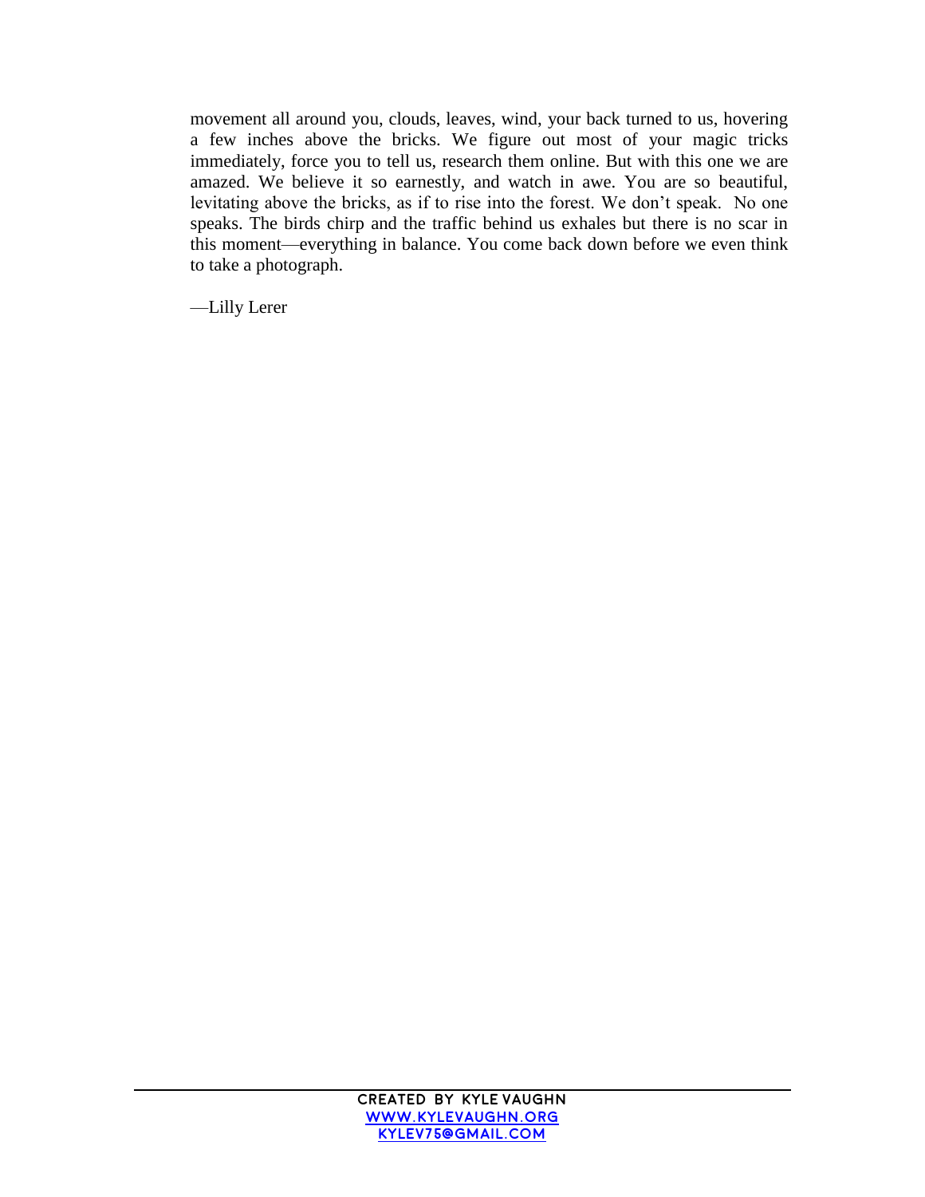movement all around you, clouds, leaves, wind, your back turned to us, hovering a few inches above the bricks. We figure out most of your magic tricks immediately, force you to tell us, research them online. But with this one we are amazed. We believe it so earnestly, and watch in awe. You are so beautiful, levitating above the bricks, as if to rise into the forest. We don't speak. No one speaks. The birds chirp and the traffic behind us exhales but there is no scar in this moment—everything in balance. You come back down before we even think to take a photograph.

—Lilly Lerer